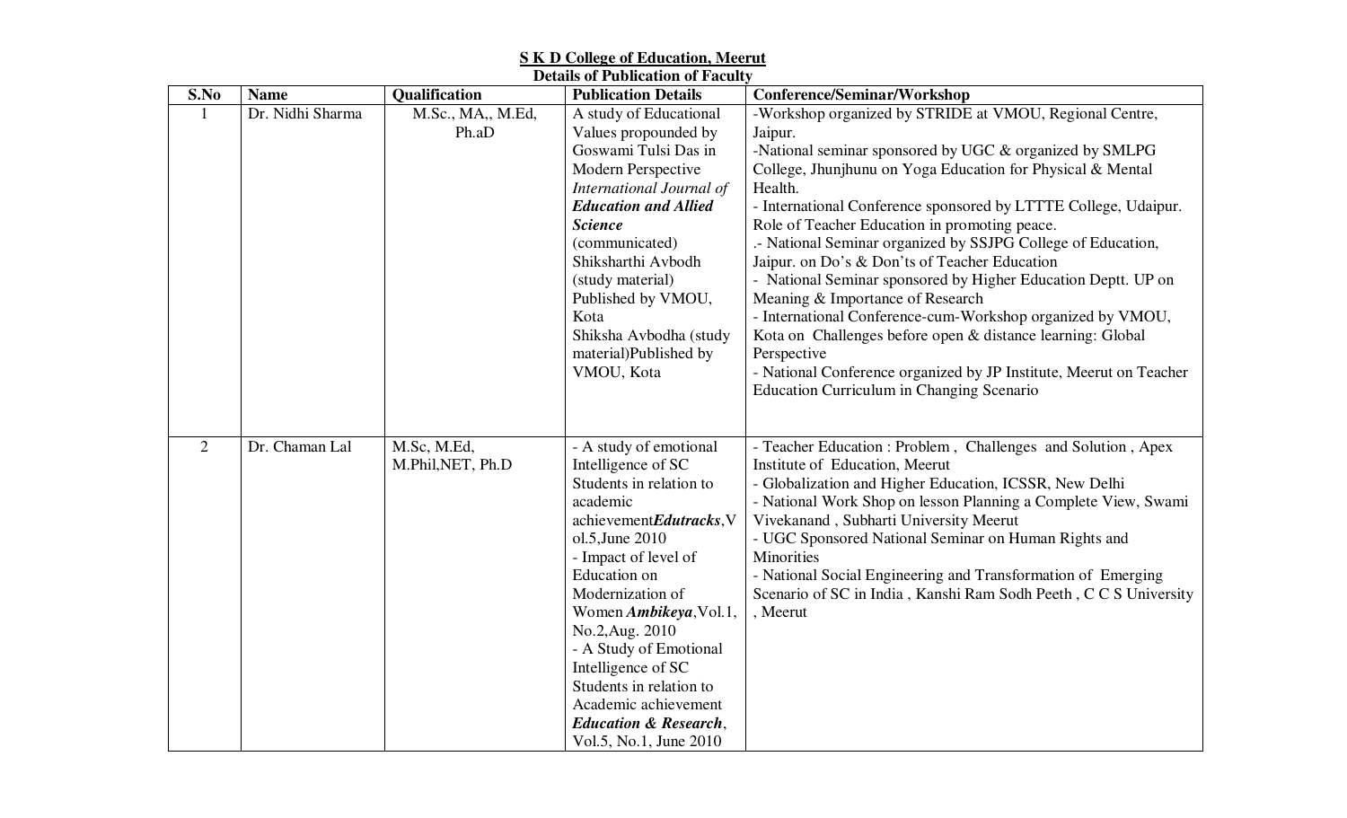**S K D College of Education, Meerut**

**Details of Publication of Faculty**

| S.No | Name | Qualification | Publication Details | Conference/Seminar/Workshop |
|---|---|---|---|---|
| 1 | Dr. Nidhi Sharma | M.Sc., MA,, M.Ed, Ph.aD | A study of Educational Values propounded by Goswami Tulsi Das in Modern Perspective *International Journal of **Education and Allied Science*** (communicated)<br>Shiksharthi Avbodh (study material) Published by VMOU, Kota<br>Shiksha Avbodha (study material)Published by VMOU, Kota | -Workshop organized by STRIDE at VMOU, Regional Centre, Jaipur.<br>-National seminar sponsored by UGC & organized by SMLPG College, Jhunjhunu on Yoga Education for Physical & Mental Health.<br>- International Conference sponsored by LTTTE College, Udaipur. Role of Teacher Education in promoting peace.<br>.- National Seminar organized by SSJPG College of Education, Jaipur. on Do's & Don'ts of Teacher Education<br>- National Seminar sponsored by Higher Education Deptt. UP on Meaning & Importance of Research<br>- International Conference-cum-Workshop organized by VMOU, Kota on Challenges before open & distance learning: Global Perspective<br>- National Conference organized by JP Institute, Meerut on Teacher Education Curriculum in Changing Scenario |
| 2 | Dr. Chaman Lal | M.Sc, M.Ed, M.Phil,NET, Ph.D | - A study of emotional Intelligence of SC Students in relation to academic achievement***Edutracks***,Vol.5,June 2010<br>- Impact of level of Education on Modernization of Women ***Ambikeya***,Vol.1, No.2,Aug. 2010<br>- A Study of Emotional Intelligence of SC Students in relation to Academic achievement ***Education & Research***, Vol.5, No.1, June 2010 | - Teacher Education : Problem , Challenges and Solution , Apex Institute of Education, Meerut<br>- Globalization and Higher Education, ICSSR, New Delhi<br>- National Work Shop on lesson Planning a Complete View, Swami Vivekanand , Subharti University Meerut<br>- UGC Sponsored National Seminar on Human Rights and Minorities<br>- National Social Engineering and Transformation of Emerging Scenario of SC in India , Kanshi Ram Sodh Peeth , C C S University , Meerut |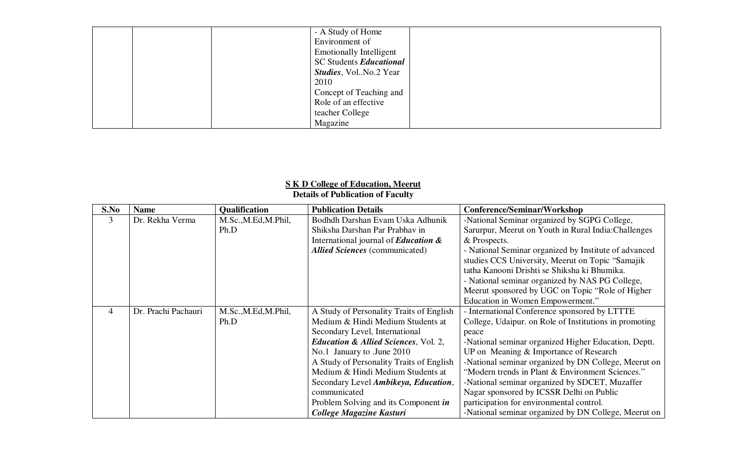| | | | | |
|---|---|---|---|---|
| | | | - A Study of Home Environment of Emotionally Intelligent SC Students ***Educational Studies***, Vol..No.2 Year 2010<br>Concept of Teaching and Role of an effective teacher College Magazine | |

**S K D College of Education, Meerut**
**Details of Publication of Faculty**

| S.No | Name | Qualification | Publication Details | Conference/Seminar/Workshop |
|---|---|---|---|---|
| 3 | Dr. Rekha Verma | M.Sc.,M.Ed,M.Phil, Ph.D | Bodhdh Darshan Evam Uska Adhunik Shiksha Darshan Par Prabhav in International journal of ***Education & Allied Sciences*** (communicated) | -National Seminar organized by SGPG College, Sarurpur, Meerut on Youth in Rural India:Challenges & Prospects.<br>- National Seminar organized by Institute of advanced studies CCS University, Meerut on Topic "Samajik tatha Kanooni Drishti se Shiksha ki Bhumika.<br>- National seminar organized by NAS PG College, Meerut sponsored by UGC on Topic "Role of Higher Education in Women Empowerment." |
| 4 | Dr. Prachi Pachauri | M.Sc.,M.Ed,M.Phil, Ph.D | A Study of Personality Traits of English Medium & Hindi Medium Students at Secondary Level, International ***Education & Allied Sciences***, Vol. 2, No.1 January to .June 2010<br>A Study of Personality Traits of English Medium & Hindi Medium Students at Secondary Level ***Ambikeya, Education***, communicated<br>Problem Solving and its Component ***in College Magazine Kasturi*** | - International Conference sponsored by LTTTE College, Udaipur. on Role of Institutions in promoting peace<br>-National seminar organized Higher Education, Deptt. UP on Meaning & Importance of Research<br>-National seminar organized by DN College, Meerut on "Modern trends in Plant & Environment Sciences."<br>-National seminar organized by SDCET, Muzaffer Nagar sponsored by ICSSR Delhi on Public participation for environmental control.<br>-National seminar organized by DN College, Meerut on |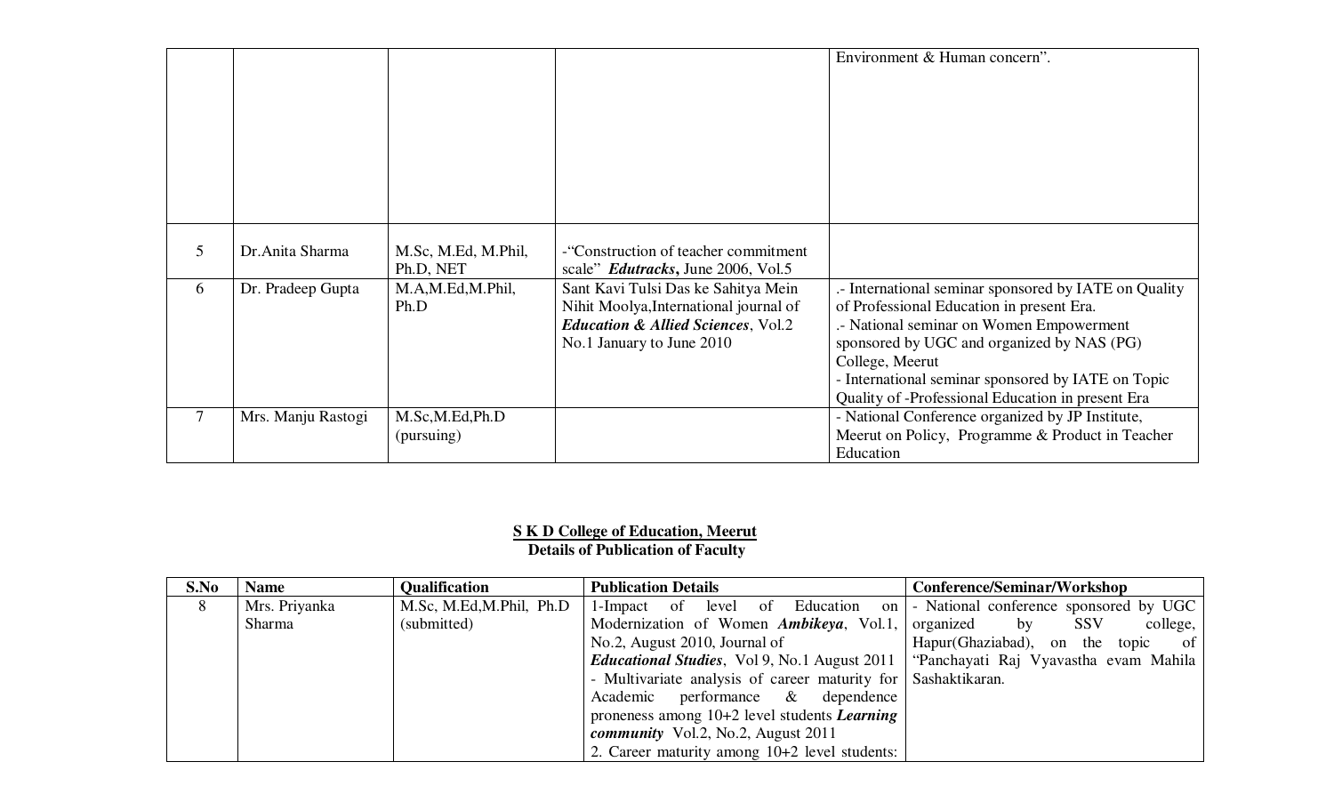| | | | | |
|---|---|---|---|---|
| | | | | Environment & Human concern". |
| 5 | Dr.Anita Sharma | M.Sc, M.Ed, M.Phil, Ph.D, NET | -"Construction of teacher commitment scale" ***Edutracks*, June 2006, Vol.5** | |
| 6 | Dr. Pradeep Gupta | M.A,M.Ed,M.Phil, Ph.D | Sant Kavi Tulsi Das ke Sahitya Mein Nihit Moolya,International journal of ***Education & Allied Sciences***, Vol.2 No.1 January to June 2010 | .- International seminar sponsored by IATE on Quality of Professional Education in present Era.<br>.- National seminar on Women Empowerment sponsored by UGC and organized by NAS (PG) College, Meerut<br>- International seminar sponsored by IATE on Topic Quality of -Professional Education in present Era |
| 7 | Mrs. Manju Rastogi | M.Sc,M.Ed,Ph.D (pursuing) | | - National Conference organized by JP Institute, Meerut on Policy, Programme & Product in Teacher Education |

**S K D College of Education, Meerut**

**Details of Publication of Faculty**

| S.No | Name | Qualification | Publication Details | Conference/Seminar/Workshop |
|---|---|---|---|---|
| 8 | Mrs. Priyanka Sharma | M.Sc, M.Ed,M.Phil, Ph.D (submitted) | 1-Impact of level of Education on Modernization of Women ***Ambikeya***, Vol.1, No.2, August 2010, Journal of ***Educational Studies***, Vol 9, No.1 August 2011<br>- Multivariate analysis of career maturity for Academic performance & dependence proneness among 10+2 level students ***Learning community*** Vol.2, No.2, August 2011<br>2. Career maturity among 10+2 level students: | - National conference sponsored by UGC organized by SSV college, Hapur(Ghaziabad), on the topic of "Panchayati Raj Vyavastha evam Mahila Sashaktikaran. |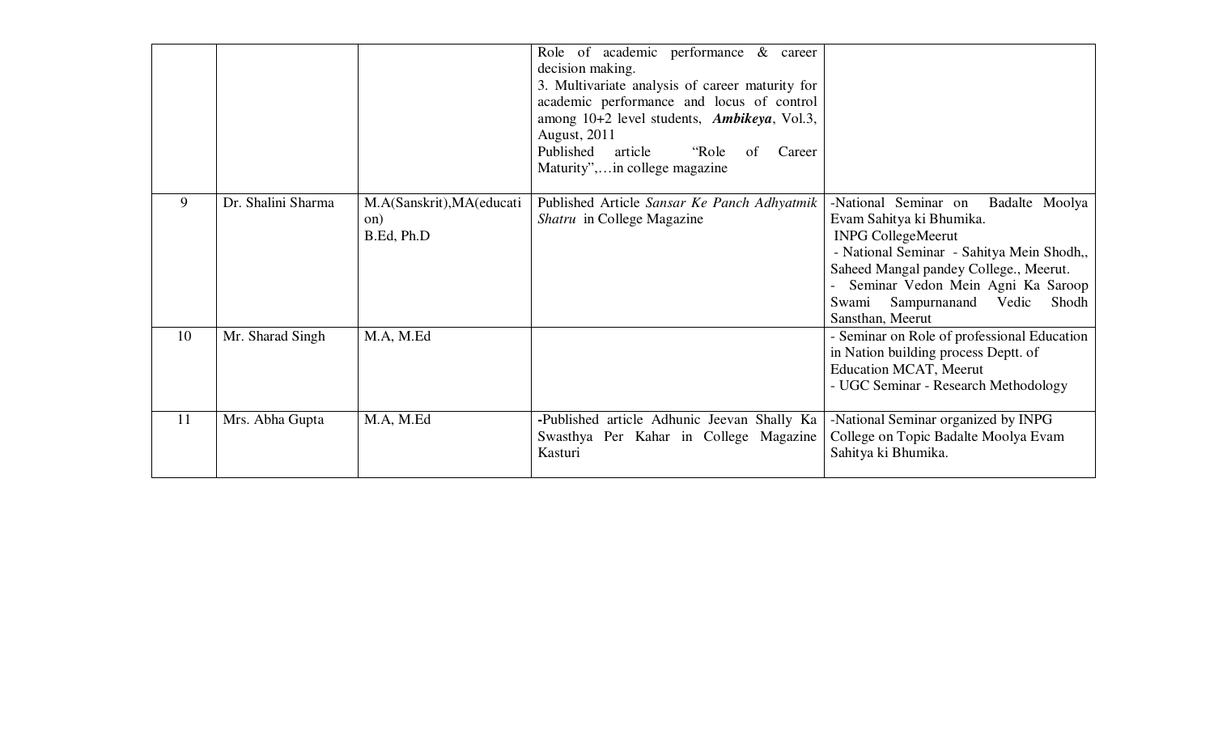| | | | | |
|---|---|---|---|---|
| | | | Role of academic performance & career decision making.<br>3. Multivariate analysis of career maturity for academic performance and locus of control among 10+2 level students, ***Ambikeya***, Vol.3, August, 2011<br>Published article "Role of Career Maturity",…in college magazine | |
| 9 | Dr. Shalini Sharma | M.A(Sanskrit),MA(education)<br>B.Ed, Ph.D | Published Article *Sansar Ke Panch Adhyatmik Shatru* in College Magazine | -National Seminar on Badalte Moolya Evam Sahitya ki Bhumika.<br>INPG CollegeMeerut<br>- National Seminar - Sahitya Mein Shodh,, Saheed Mangal pandey College., Meerut.<br>- Seminar Vedon Mein Agni Ka Saroop Swami Sampurnanand Vedic Shodh Sansthan, Meerut |
| 10 | Mr. Sharad Singh | M.A, M.Ed | | - Seminar on Role of professional Education in Nation building process Deptt. of Education MCAT, Meerut<br>- UGC Seminar - Research Methodology |
| 11 | Mrs. Abha Gupta | M.A, M.Ed | **-**Published article Adhunic Jeevan Shally Ka Swasthya Per Kahar in College Magazine Kasturi | -National Seminar organized by INPG College on Topic Badalte Moolya Evam Sahitya ki Bhumika. |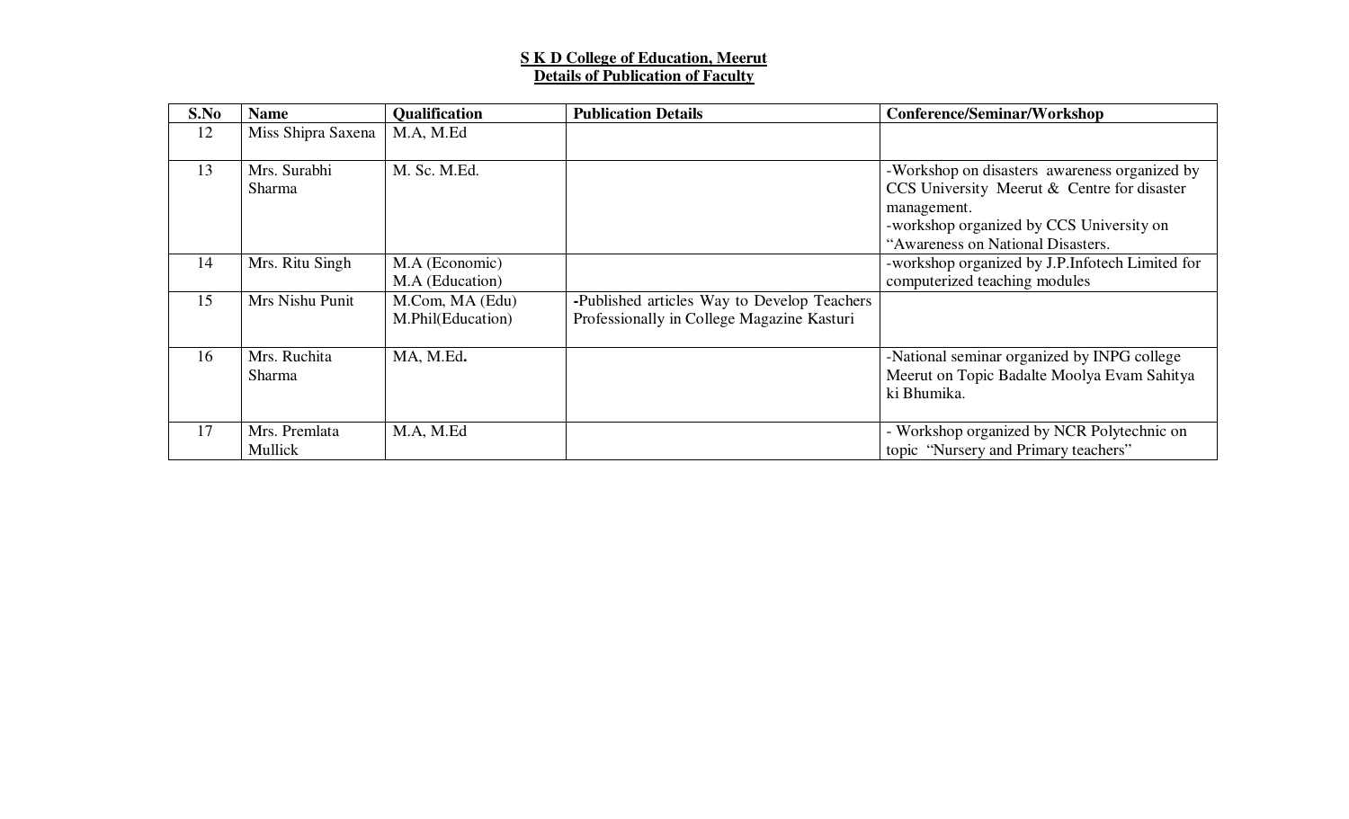**S K D College of Education, Meerut**
**Details of Publication of Faculty**

| S.No | Name | Qualification | Publication Details | Conference/Seminar/Workshop |
|---|---|---|---|---|
| 12 | Miss Shipra Saxena | M.A, M.Ed | | |
| 13 | Mrs. Surabhi Sharma | M. Sc. M.Ed. | | -Workshop on disasters awareness organized by CCS University Meerut & Centre for disaster management.<br>-workshop organized by CCS University on "Awareness on National Disasters. |
| 14 | Mrs. Ritu Singh | M.A (Economic)<br>M.A (Education) | | -workshop organized by J.P.Infotech Limited for computerized teaching modules |
| 15 | Mrs Nishu Punit | M.Com, MA (Edu)<br>M.Phil(Education) | -Published articles Way to Develop Teachers Professionally in College Magazine Kasturi | |
| 16 | Mrs. Ruchita Sharma | MA, M.Ed. | | -National seminar organized by INPG college Meerut on Topic Badalte Moolya Evam Sahitya ki Bhumika. |
| 17 | Mrs. Premlata Mullick | M.A, M.Ed | | - Workshop organized by NCR Polytechnic on topic "Nursery and Primary teachers" |